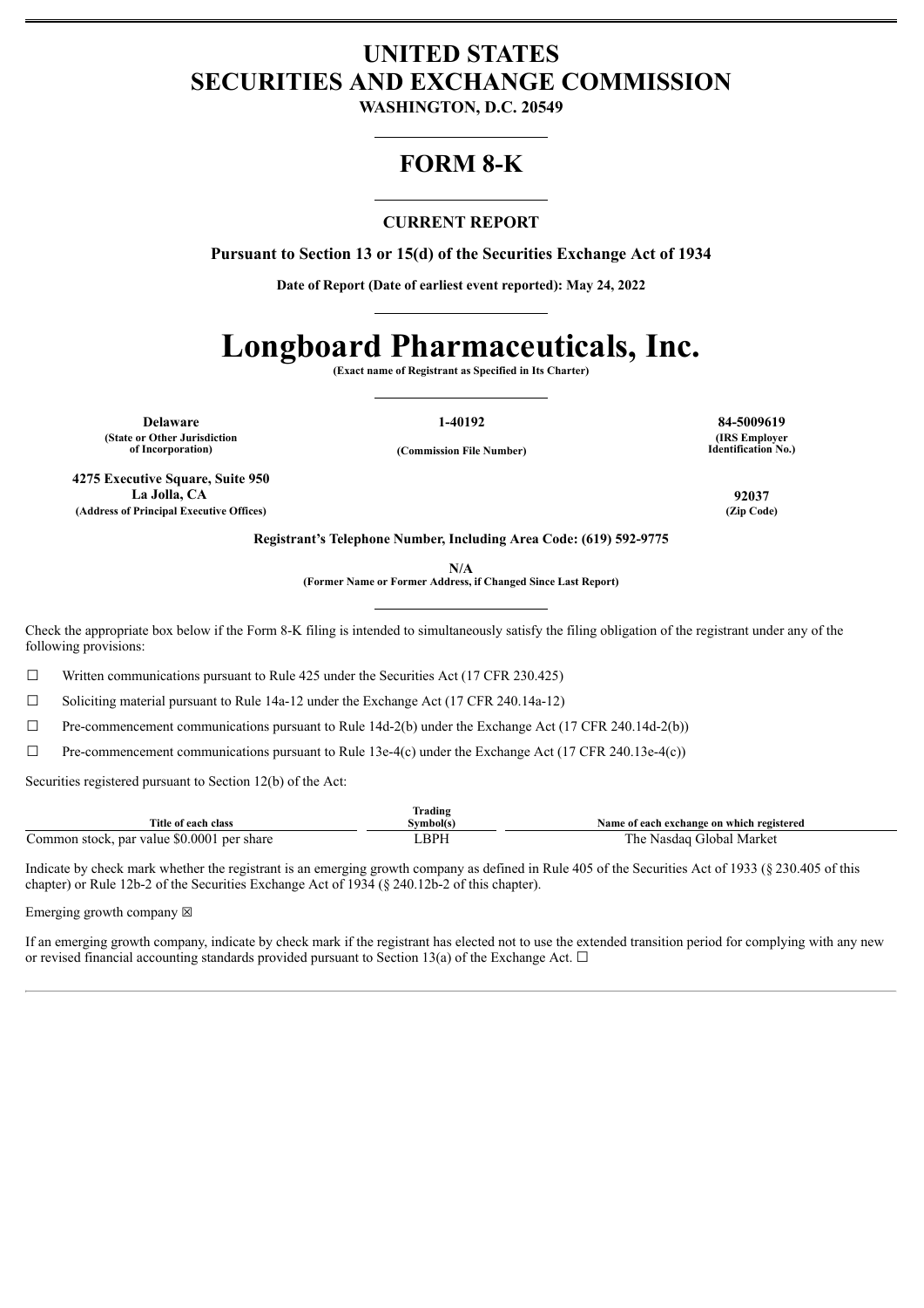# UNITED STATES
# SECURITIES AND EXCHANGE COMMISSION

**WASHINGTON, D.C. 20549**

## FORM 8-K

### CURRENT REPORT

**Pursuant to Section 13 or 15(d) of the Securities Exchange Act of 1934**

**Date of Report (Date of earliest event reported): May 24, 2022**

# Longboard Pharmaceuticals, Inc.

**(Exact name of Registrant as Specified in Its Charter)**

| Delaware | 1-40192 | 84-5009619 |
|---|---|---|
| (State or Other Jurisdiction of Incorporation) | (Commission File Number) | (IRS Employer Identification No.) |

| 4275 Executive Square, Suite 950 La Jolla, CA | 92037 |
|---|---|
| (Address of Principal Executive Offices) | (Zip Code) |

**Registrant's Telephone Number, Including Area Code: (619) 592-9775**

**N/A**
**(Former Name or Former Address, if Changed Since Last Report)**

Check the appropriate box below if the Form 8-K filing is intended to simultaneously satisfy the filing obligation of the registrant under any of the following provisions:

☐ Written communications pursuant to Rule 425 under the Securities Act (17 CFR 230.425)

☐ Soliciting material pursuant to Rule 14a-12 under the Exchange Act (17 CFR 240.14a-12)

☐ Pre-commencement communications pursuant to Rule 14d-2(b) under the Exchange Act (17 CFR 240.14d-2(b))

☐ Pre-commencement communications pursuant to Rule 13e-4(c) under the Exchange Act (17 CFR 240.13e-4(c))

Securities registered pursuant to Section 12(b) of the Act:

| Title of each class | Trading Symbol(s) | Name of each exchange on which registered |
|---|---|---|
| Common stock, par value $0.0001 per share | LBPH | The Nasdaq Global Market |

Indicate by check mark whether the registrant is an emerging growth company as defined in Rule 405 of the Securities Act of 1933 (§ 230.405 of this chapter) or Rule 12b-2 of the Securities Exchange Act of 1934 (§ 240.12b-2 of this chapter).

Emerging growth company ☒

If an emerging growth company, indicate by check mark if the registrant has elected not to use the extended transition period for complying with any new or revised financial accounting standards provided pursuant to Section 13(a) of the Exchange Act. ☐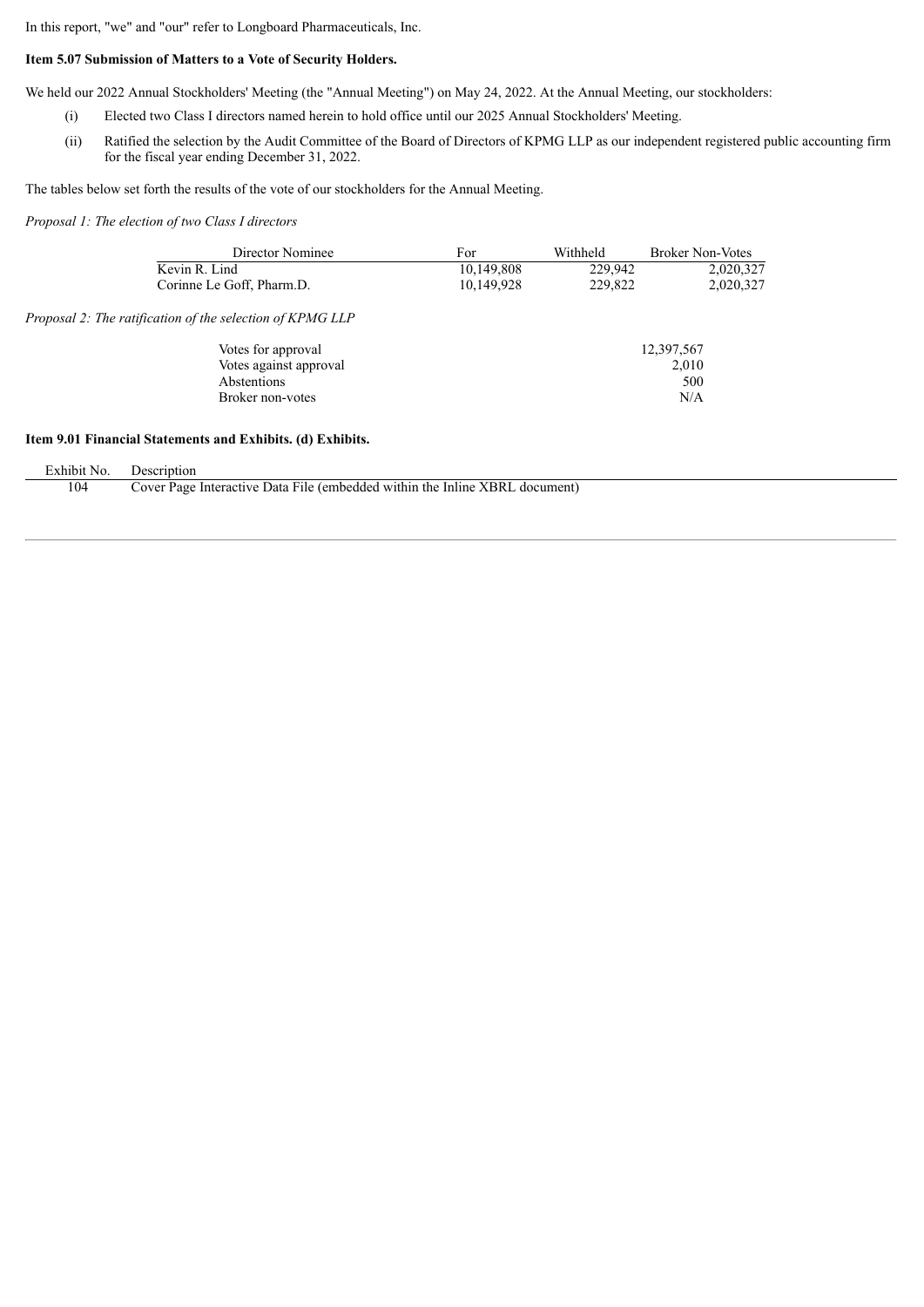In this report, "we" and "our" refer to Longboard Pharmaceuticals, Inc.

**Item 5.07 Submission of Matters to a Vote of Security Holders.**

We held our 2022 Annual Stockholders' Meeting (the "Annual Meeting") on May 24, 2022. At the Annual Meeting, our stockholders:

(i) Elected two Class I directors named herein to hold office until our 2025 Annual Stockholders' Meeting.

(ii) Ratified the selection by the Audit Committee of the Board of Directors of KPMG LLP as our independent registered public accounting firm for the fiscal year ending December 31, 2022.

The tables below set forth the results of the vote of our stockholders for the Annual Meeting.

*Proposal 1: The election of two Class I directors*

| Director Nominee | For | Withheld | Broker Non-Votes |
|---|---|---|---|
| Kevin R. Lind | 10,149,808 | 229,942 | 2,020,327 |
| Corinne Le Goff, Pharm.D. | 10,149,928 | 229,822 | 2,020,327 |

*Proposal 2: The ratification of the selection of KPMG LLP*

| | |
|---|---|
| Votes for approval | 12,397,567 |
| Votes against approval | 2,010 |
| Abstentions | 500 |
| Broker non-votes | N/A |

**Item 9.01 Financial Statements and Exhibits. (d) Exhibits.**

| Exhibit No. | Description |
|---|---|
| 104 | Cover Page Interactive Data File (embedded within the Inline XBRL document) |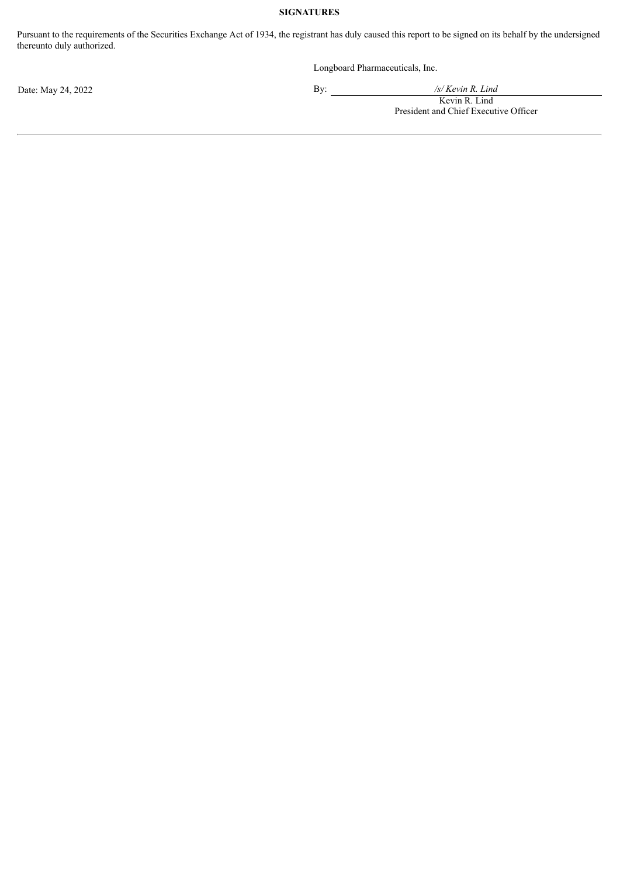**SIGNATURES**

Pursuant to the requirements of the Securities Exchange Act of 1934, the registrant has duly caused this report to be signed on its behalf by the undersigned thereunto duly authorized.

Longboard Pharmaceuticals, Inc.

Date: May 24, 2022

By: *Kevin R. Lind*
Kevin R. Lind
President and Chief Executive Officer